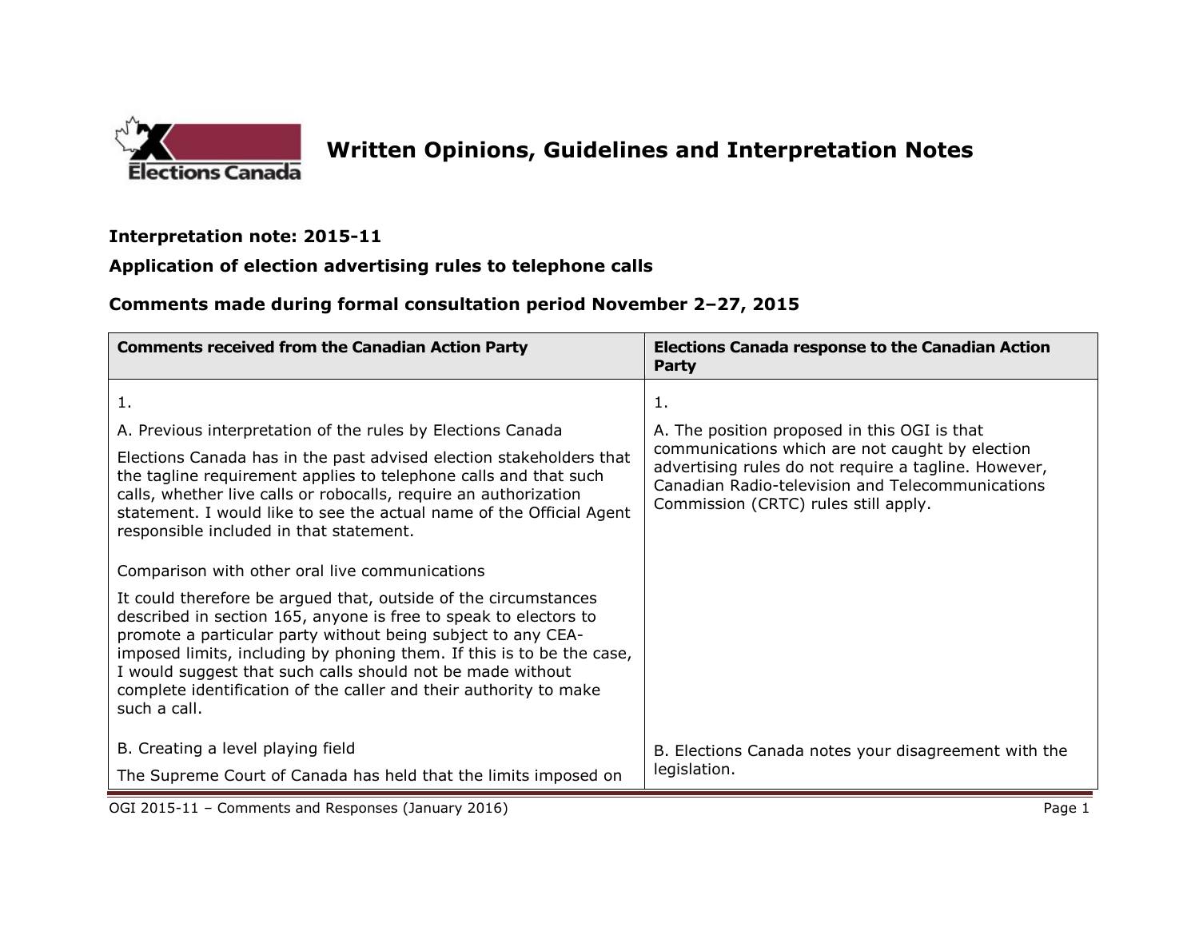# Written Opinions, Guidelines and Interpretation Notes

**Interpretation note: 2015-11**

**Application of election advertising rules to telephone calls**

**Comments made during formal consultation period November 2–27, 2015**

| Comments received from the Canadian Action Party | Elections Canada response to the Canadian Action Party |
| --- | --- |
| 1.<br><br>A. Previous interpretation of the rules by Elections Canada<br><br>Elections Canada has in the past advised election stakeholders that the tagline requirement applies to telephone calls and that such calls, whether live calls or robocalls, require an authorization statement. I would like to see the actual name of the Official Agent responsible included in that statement.<br><br>Comparison with other oral live communications<br><br>It could therefore be argued that, outside of the circumstances described in section 165, anyone is free to speak to electors to promote a particular party without being subject to any CEA-imposed limits, including by phoning them. If this is to be the case, I would suggest that such calls should not be made without complete identification of the caller and their authority to make such a call. | 1.<br><br>A. The position proposed in this OGI is that communications which are not caught by election advertising rules do not require a tagline. However, Canadian Radio-television and Telecommunications Commission (CRTC) rules still apply. |
| B. Creating a level playing field<br><br>The Supreme Court of Canada has held that the limits imposed on | B. Elections Canada notes your disagreement with the legislation. |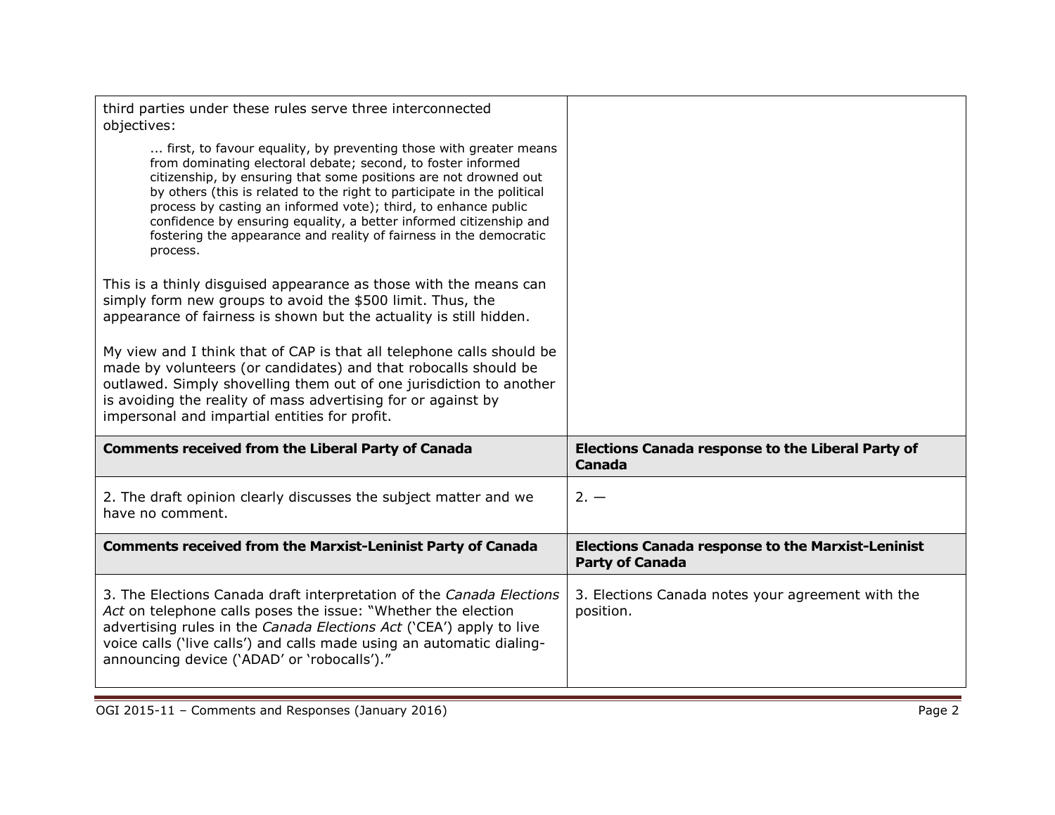| | |
|---|---|
| third parties under these rules serve three interconnected objectives:<br><br>... first, to favour equality, by preventing those with greater means from dominating electoral debate; second, to foster informed citizenship, by ensuring that some positions are not drowned out by others (this is related to the right to participate in the political process by casting an informed vote); third, to enhance public confidence by ensuring equality, a better informed citizenship and fostering the appearance and reality of fairness in the democratic process.<br><br>This is a thinly disguised appearance as those with the means can simply form new groups to avoid the $500 limit. Thus, the appearance of fairness is shown but the actuality is still hidden.<br><br>My view and I think that of CAP is that all telephone calls should be made by volunteers (or candidates) and that robocalls should be outlawed. Simply shovelling them out of one jurisdiction to another is avoiding the reality of mass advertising for or against by impersonal and impartial entities for profit. | |
| **Comments received from the Liberal Party of Canada** | **Elections Canada response to the Liberal Party of Canada** |
| 2. The draft opinion clearly discusses the subject matter and we have no comment. | 2. — |
| **Comments received from the Marxist-Leninist Party of Canada** | **Elections Canada response to the Marxist-Leninist Party of Canada** |
| 3. The Elections Canada draft interpretation of the *Canada Elections Act* on telephone calls poses the issue: "Whether the election advertising rules in the *Canada Elections Act* ('CEA') apply to live voice calls ('live calls') and calls made using an automatic dialing-announcing device ('ADAD' or 'robocalls')." | 3. Elections Canada notes your agreement with the position. |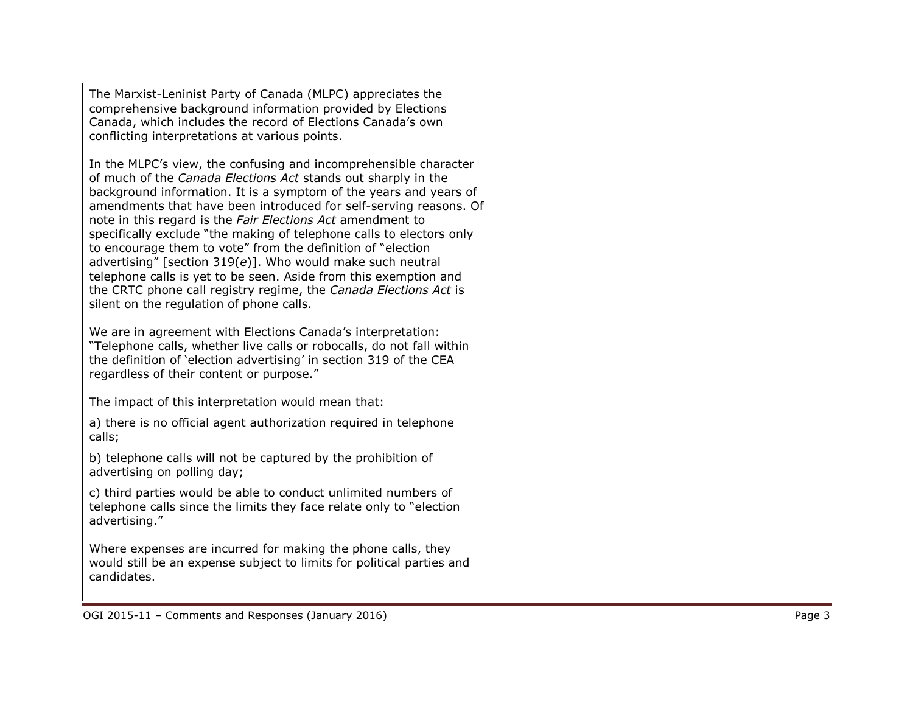| | |
|---|---|
| The Marxist-Leninist Party of Canada (MLPC) appreciates the comprehensive background information provided by Elections Canada, which includes the record of Elections Canada's own conflicting interpretations at various points.<br><br>In the MLPC's view, the confusing and incomprehensible character of much of the *Canada Elections Act* stands out sharply in the background information. It is a symptom of the years and years of amendments that have been introduced for self-serving reasons. Of note in this regard is the *Fair Elections Act* amendment to specifically exclude "the making of telephone calls to electors only to encourage them to vote" from the definition of "election advertising" [section 319(*e*)]. Who would make such neutral telephone calls is yet to be seen. Aside from this exemption and the CRTC phone call registry regime, the *Canada Elections Act* is silent on the regulation of phone calls.<br><br>We are in agreement with Elections Canada's interpretation: "Telephone calls, whether live calls or robocalls, do not fall within the definition of 'election advertising' in section 319 of the CEA regardless of their content or purpose."<br><br>The impact of this interpretation would mean that:<br><br>a) there is no official agent authorization required in telephone calls;<br><br>b) telephone calls will not be captured by the prohibition of advertising on polling day;<br><br>c) third parties would be able to conduct unlimited numbers of telephone calls since the limits they face relate only to "election advertising."<br><br>Where expenses are incurred for making the phone calls, they would still be an expense subject to limits for political parties and candidates. | |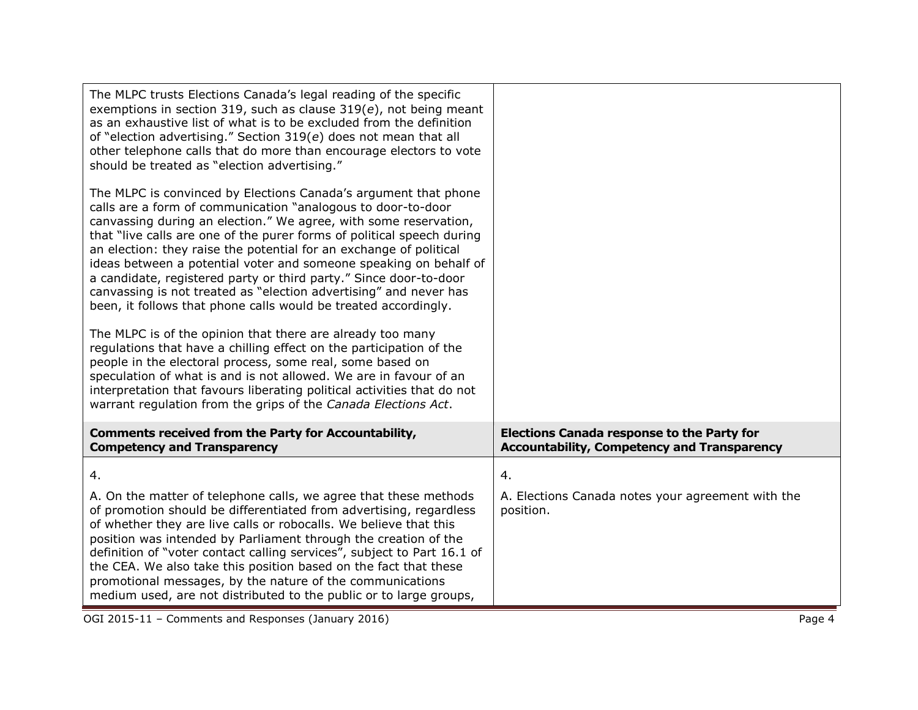| | |
|---|---|
| The MLPC trusts Elections Canada's legal reading of the specific exemptions in section 319, such as clause 319(*e*), not being meant as an exhaustive list of what is to be excluded from the definition of "election advertising." Section 319(*e*) does not mean that all other telephone calls that do more than encourage electors to vote should be treated as "election advertising."<br><br>The MLPC is convinced by Elections Canada's argument that phone calls are a form of communication "analogous to door-to-door canvassing during an election." We agree, with some reservation, that "live calls are one of the purer forms of political speech during an election: they raise the potential for an exchange of political ideas between a potential voter and someone speaking on behalf of a candidate, registered party or third party." Since door-to-door canvassing is not treated as "election advertising" and never has been, it follows that phone calls would be treated accordingly.<br><br>The MLPC is of the opinion that there are already too many regulations that have a chilling effect on the participation of the people in the electoral process, some real, some based on speculation of what is and is not allowed. We are in favour of an interpretation that favours liberating political activities that do not warrant regulation from the grips of the *Canada Elections Act*. | |
| **Comments received from the Party for Accountability, Competency and Transparency** | **Elections Canada response to the Party for Accountability, Competency and Transparency** |
| 4.<br><br>A. On the matter of telephone calls, we agree that these methods of promotion should be differentiated from advertising, regardless of whether they are live calls or robocalls. We believe that this position was intended by Parliament through the creation of the definition of "voter contact calling services", subject to Part 16.1 of the CEA. We also take this position based on the fact that these promotional messages, by the nature of the communications medium used, are not distributed to the public or to large groups, | 4.<br><br>A. Elections Canada notes your agreement with the position. |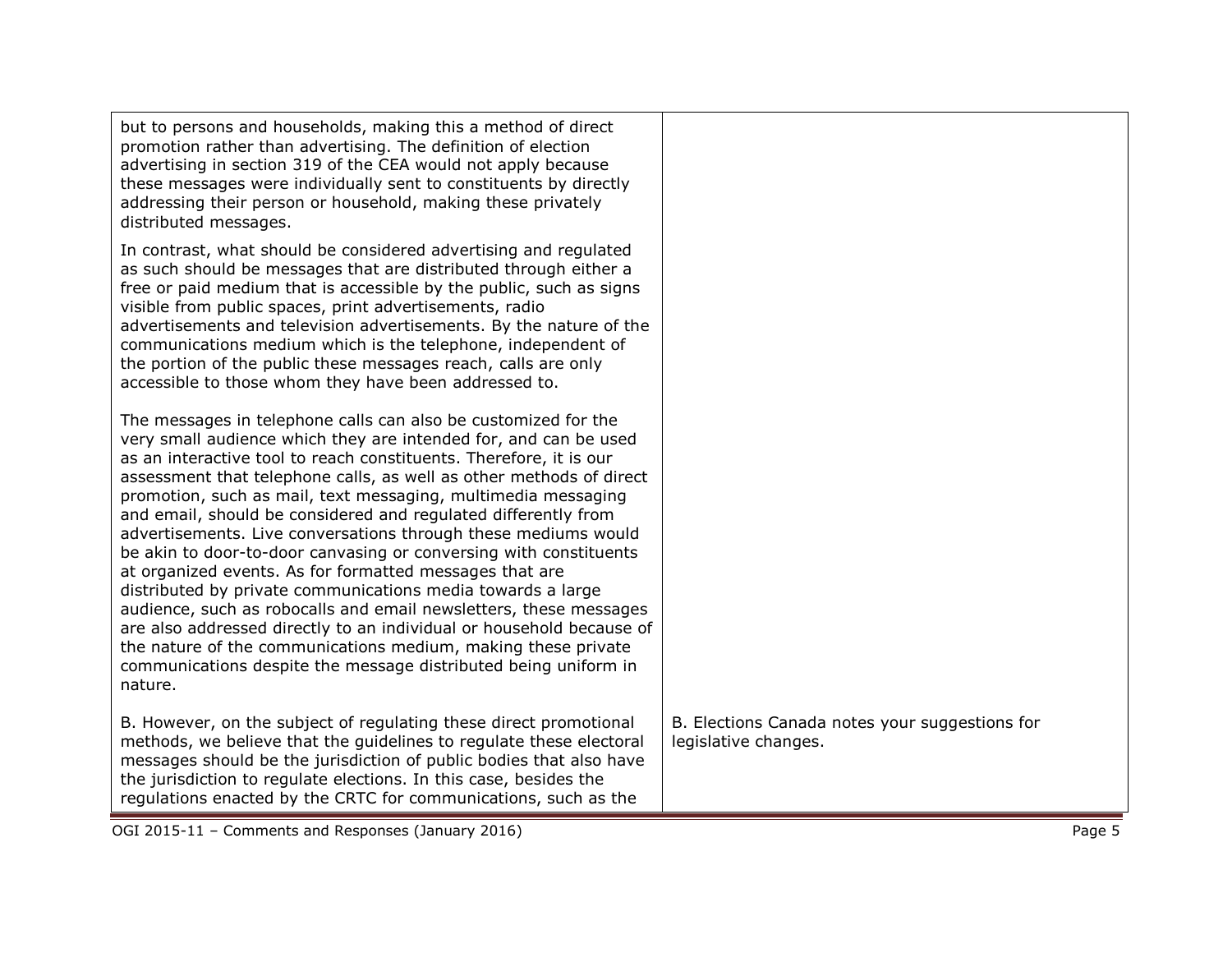| | |
|---|---|
| but to persons and households, making this a method of direct promotion rather than advertising. The definition of election advertising in section 319 of the CEA would not apply because these messages were individually sent to constituents by directly addressing their person or household, making these privately distributed messages.<br><br>In contrast, what should be considered advertising and regulated as such should be messages that are distributed through either a free or paid medium that is accessible by the public, such as signs visible from public spaces, print advertisements, radio advertisements and television advertisements. By the nature of the communications medium which is the telephone, independent of the portion of the public these messages reach, calls are only accessible to those whom they have been addressed to.<br><br>The messages in telephone calls can also be customized for the very small audience which they are intended for, and can be used as an interactive tool to reach constituents. Therefore, it is our assessment that telephone calls, as well as other methods of direct promotion, such as mail, text messaging, multimedia messaging and email, should be considered and regulated differently from advertisements. Live conversations through these mediums would be akin to door-to-door canvasing or conversing with constituents at organized events. As for formatted messages that are distributed by private communications media towards a large audience, such as robocalls and email newsletters, these messages are also addressed directly to an individual or household because of the nature of the communications medium, making these private communications despite the message distributed being uniform in nature. | |
| B. However, on the subject of regulating these direct promotional methods, we believe that the guidelines to regulate these electoral messages should be the jurisdiction of public bodies that also have the jurisdiction to regulate elections. In this case, besides the regulations enacted by the CRTC for communications, such as the | B. Elections Canada notes your suggestions for legislative changes. |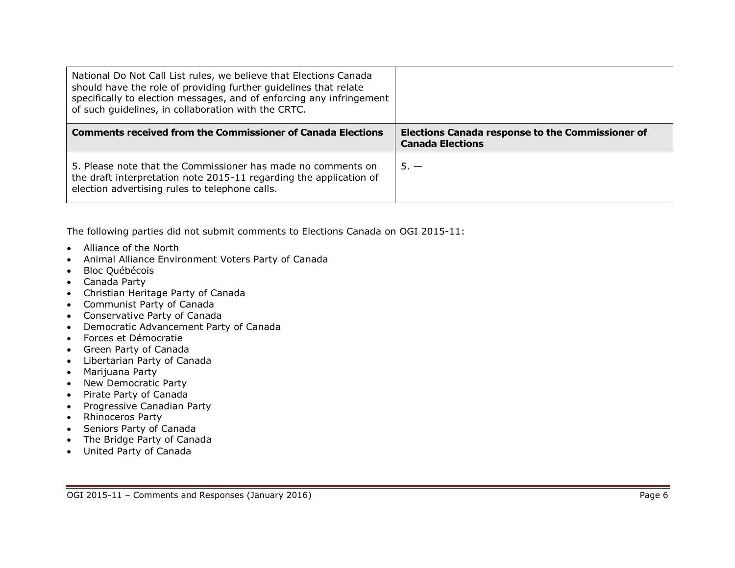| | |
|---|---|
| National Do Not Call List rules, we believe that Elections Canada should have the role of providing further guidelines that relate specifically to election messages, and of enforcing any infringement of such guidelines, in collaboration with the CRTC. | |
| **Comments received from the Commissioner of Canada Elections** | **Elections Canada response to the Commissioner of Canada Elections** |
| 5. Please note that the Commissioner has made no comments on the draft interpretation note 2015-11 regarding the application of election advertising rules to telephone calls. | 5. — |

The following parties did not submit comments to Elections Canada on OGI 2015-11:

- Alliance of the North
- Animal Alliance Environment Voters Party of Canada
- Bloc Québécois
- Canada Party
- Christian Heritage Party of Canada
- Communist Party of Canada
- Conservative Party of Canada
- Democratic Advancement Party of Canada
- Forces et Démocratie
- Green Party of Canada
- Libertarian Party of Canada
- Marijuana Party
- New Democratic Party
- Pirate Party of Canada
- Progressive Canadian Party
- Rhinoceros Party
- Seniors Party of Canada
- The Bridge Party of Canada
- United Party of Canada